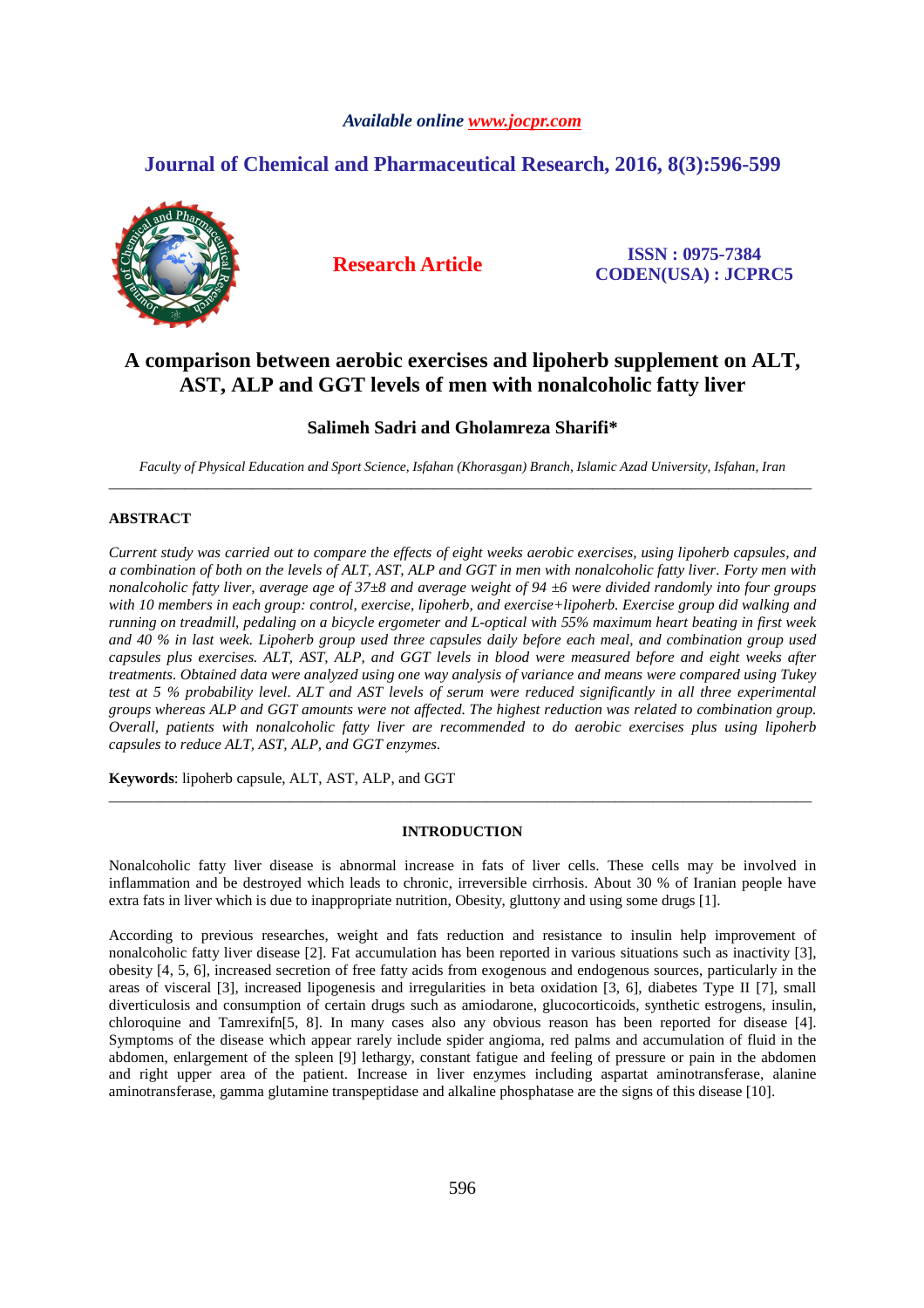# A comparison between aerobic exercises and lipoherb supplement on ALT, AST, ALP and GGT levels of men with nonalcoholic fatty liver

**Salimeh Sadri and Gholamreza Sharifi***

*Faculty of Physical Education and Sport Science, Isfahan (Khorasgan) Branch, Islamic Azad University, Isfahan, Iran*

---

## ABSTRACT

*Current study was carried out to compare the effects of eight weeks aerobic exercises, using lipoherb capsules, and a combination of both on the levels of ALT, AST, ALP and GGT in men with nonalcoholic fatty liver. Forty men with nonalcoholic fatty liver, average age of 37±8 and average weight of 94 ±6 were divided randomly into four groups with 10 members in each group: control, exercise, lipoherb, and exercise+lipoherb. Exercise group did walking and running on treadmill, pedaling on a bicycle ergometer and L-optical with 55% maximum heart beating in first week and 40 % in last week. Lipoherb group used three capsules daily before each meal, and combination group used capsules plus exercises. ALT, AST, ALP, and GGT levels in blood were measured before and eight weeks after treatments. Obtained data were analyzed using one way analysis of variance and means were compared using Tukey test at 5 % probability level. ALT and AST levels of serum were reduced significantly in all three experimental groups whereas ALP and GGT amounts were not affected. The highest reduction was related to combination group. Overall, patients with nonalcoholic fatty liver are recommended to do aerobic exercises plus using lipoherb capsules to reduce ALT, AST, ALP, and GGT enzymes.*

**Keywords**: lipoherb capsule, ALT, AST, ALP, and GGT

---

## INTRODUCTION

Nonalcoholic fatty liver disease is abnormal increase in fats of liver cells. These cells may be involved in inflammation and be destroyed which leads to chronic, irreversible cirrhosis. About 30 % of Iranian people have extra fats in liver which is due to inappropriate nutrition, Obesity, gluttony and using some drugs [1].

According to previous researches, weight and fats reduction and resistance to insulin help improvement of nonalcoholic fatty liver disease [2]. Fat accumulation has been reported in various situations such as inactivity [3], obesity [4, 5, 6], increased secretion of free fatty acids from exogenous and endogenous sources, particularly in the areas of visceral [3], increased lipogenesis and irregularities in beta oxidation [3, 6], diabetes Type II [7], small diverticulosis and consumption of certain drugs such as amiodarone, glucocorticoids, synthetic estrogens, insulin, chloroquine and Tamrexifn[5, 8]. In many cases also any obvious reason has been reported for disease [4]. Symptoms of the disease which appear rarely include spider angioma, red palms and accumulation of fluid in the abdomen, enlargement of the spleen [9] lethargy, constant fatigue and feeling of pressure or pain in the abdomen and right upper area of the patient. Increase in liver enzymes including aspartat aminotransferase, alanine aminotransferase, gamma glutamine transpeptidase and alkaline phosphatase are the signs of this disease [10].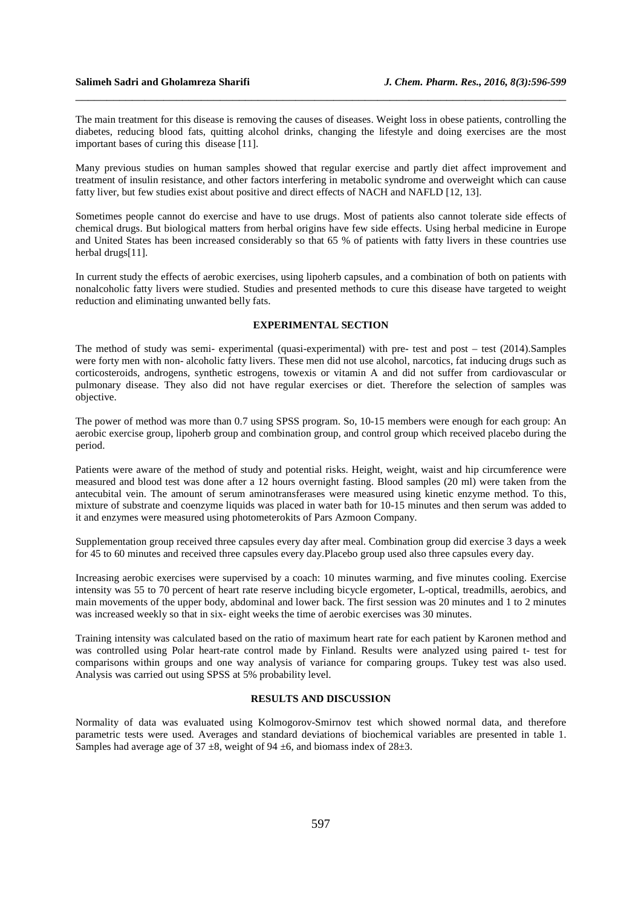The main treatment for this disease is removing the causes of diseases. Weight loss in obese patients, controlling the diabetes, reducing blood fats, quitting alcohol drinks, changing the lifestyle and doing exercises are the most important bases of curing this disease [11].

Many previous studies on human samples showed that regular exercise and partly diet affect improvement and treatment of insulin resistance, and other factors interfering in metabolic syndrome and overweight which can cause fatty liver, but few studies exist about positive and direct effects of NACH and NAFLD [12, 13].

Sometimes people cannot do exercise and have to use drugs. Most of patients also cannot tolerate side effects of chemical drugs. But biological matters from herbal origins have few side effects. Using herbal medicine in Europe and United States has been increased considerably so that 65 % of patients with fatty livers in these countries use herbal drugs[11].

In current study the effects of aerobic exercises, using lipoherb capsules, and a combination of both on patients with nonalcoholic fatty livers were studied. Studies and presented methods to cure this disease have targeted to weight reduction and eliminating unwanted belly fats.

## EXPERIMENTAL SECTION

The method of study was semi- experimental (quasi-experimental) with pre- test and post – test (2014).Samples were forty men with non- alcoholic fatty livers. These men did not use alcohol, narcotics, fat inducing drugs such as corticosteroids, androgens, synthetic estrogens, towexis or vitamin A and did not suffer from cardiovascular or pulmonary disease. They also did not have regular exercises or diet. Therefore the selection of samples was objective.

The power of method was more than 0.7 using SPSS program. So, 10-15 members were enough for each group: An aerobic exercise group, lipoherb group and combination group, and control group which received placebo during the period.

Patients were aware of the method of study and potential risks. Height, weight, waist and hip circumference were measured and blood test was done after a 12 hours overnight fasting. Blood samples (20 ml) were taken from the antecubital vein. The amount of serum aminotransferases were measured using kinetic enzyme method. To this, mixture of substrate and coenzyme liquids was placed in water bath for 10-15 minutes and then serum was added to it and enzymes were measured using photometerokits of Pars Azmoon Company.

Supplementation group received three capsules every day after meal. Combination group did exercise 3 days a week for 45 to 60 minutes and received three capsules every day.Placebo group used also three capsules every day.

Increasing aerobic exercises were supervised by a coach: 10 minutes warming, and five minutes cooling. Exercise intensity was 55 to 70 percent of heart rate reserve including bicycle ergometer, L-optical, treadmills, aerobics, and main movements of the upper body, abdominal and lower back. The first session was 20 minutes and 1 to 2 minutes was increased weekly so that in six- eight weeks the time of aerobic exercises was 30 minutes.

Training intensity was calculated based on the ratio of maximum heart rate for each patient by Karonen method and was controlled using Polar heart-rate control made by Finland. Results were analyzed using paired t- test for comparisons within groups and one way analysis of variance for comparing groups. Tukey test was also used. Analysis was carried out using SPSS at 5% probability level.

## RESULTS AND DISCUSSION

Normality of data was evaluated using Kolmogorov-Smirnov test which showed normal data, and therefore parametric tests were used. Averages and standard deviations of biochemical variables are presented in table 1. Samples had average age of $37 \pm 8$, weight of $94 \pm 6$, and biomass index of $28 \pm 3$.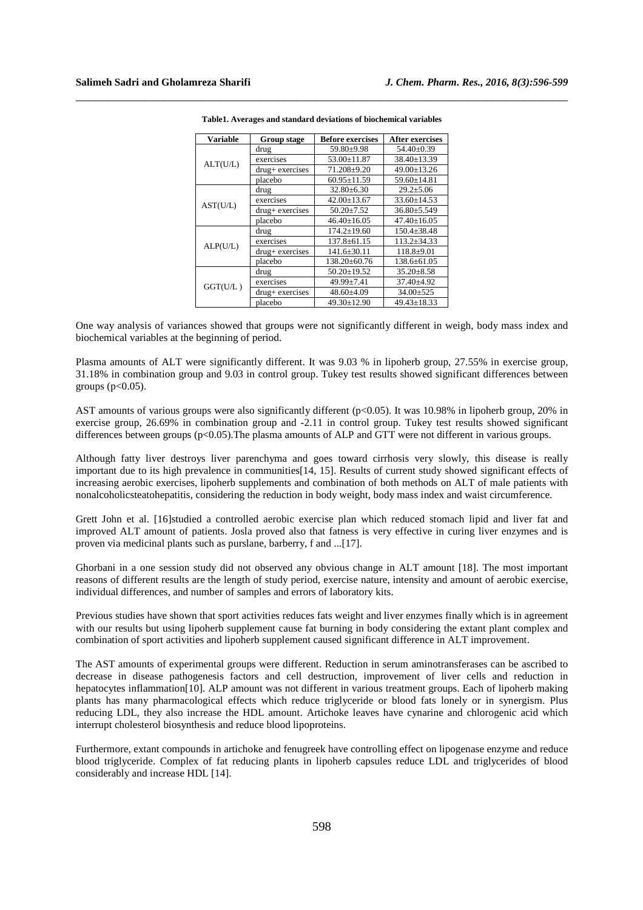**Table1. Averages and standard deviations of biochemical variables**

| Variable | Group stage | Before exercises | After exercises |
|---|---|---|---|
| ALT(U/L) | drug | 59.80±9.98 | 54.40±0.39 |
| | exercises | 53.00±11.87 | 38.40±13.39 |
| | drug+ exercises | 71.208±9.20 | 49.00±13.26 |
| | placebo | 60.95±11.59 | 59.60±14.81 |
| AST(U/L) | drug | 32.80±6.30 | 29.2±5.06 |
| | exercises | 42.00±13.67 | 33.60±14.53 |
| | drug+ exercises | 50.20±7.52 | 36.80±5.549 |
| | placebo | 46.40±16.05 | 47.40±16.05 |
| ALP(U/L) | drug | 174.2±19.60 | 150.4±38.48 |
| | exercises | 137.8±61.15 | 113.2±34.33 |
| | drug+ exercises | 141.6±30.11 | 118.8±9.01 |
| | placebo | 138.20±60.76 | 138.6±61.05 |
| GGT(U/L ) | drug | 50.20±19.52 | 35.20±8.58 |
| | exercises | 49.99±7.41 | 37.40±4.92 |
| | drug+ exercises | 48.60±4.09 | 34.00±525 |
| | placebo | 49.30±12.90 | 49.43±18.33 |

One way analysis of variances showed that groups were not significantly different in weigh, body mass index and biochemical variables at the beginning of period.

Plasma amounts of ALT were significantly different. It was 9.03 % in lipoherb group, 27.55% in exercise group, 31.18% in combination group and 9.03 in control group. Tukey test results showed significant differences between groups ($p<0.05$).

AST amounts of various groups were also significantly different ($p<0.05$). It was 10.98% in lipoherb group, 20% in exercise group, 26.69% in combination group and -2.11 in control group. Tukey test results showed significant differences between groups ($p<0.05$).The plasma amounts of ALP and GTT were not different in various groups.

Although fatty liver destroys liver parenchyma and goes toward cirrhosis very slowly, this disease is really important due to its high prevalence in communities[14, 15]. Results of current study showed significant effects of increasing aerobic exercises, lipoherb supplements and combination of both methods on ALT of male patients with nonalcoholicsteatohepatitis, considering the reduction in body weight, body mass index and waist circumference.

Grett John et al. [16]studied a controlled aerobic exercise plan which reduced stomach lipid and liver fat and improved ALT amount of patients. Josla proved also that fatness is very effective in curing liver enzymes and is proven via medicinal plants such as purslane, barberry, f and ...[17].

Ghorbani in a one session study did not observed any obvious change in ALT amount [18]. The most important reasons of different results are the length of study period, exercise nature, intensity and amount of aerobic exercise, individual differences, and number of samples and errors of laboratory kits.

Previous studies have shown that sport activities reduces fats weight and liver enzymes finally which is in agreement with our results but using lipoherb supplement cause fat burning in body considering the extant plant complex and combination of sport activities and lipoherb supplement caused significant difference in ALT improvement.

The AST amounts of experimental groups were different. Reduction in serum aminotransferases can be ascribed to decrease in disease pathogenesis factors and cell destruction, improvement of liver cells and reduction in hepatocytes inflammation[10]. ALP amount was not different in various treatment groups. Each of lipoherb making plants has many pharmacological effects which reduce triglyceride or blood fats lonely or in synergism. Plus reducing LDL, they also increase the HDL amount. Artichoke leaves have cynarine and chlorogenic acid which interrupt cholesterol biosynthesis and reduce blood lipoproteins.

Furthermore, extant compounds in artichoke and fenugreek have controlling effect on lipogenase enzyme and reduce blood triglyceride. Complex of fat reducing plants in lipoherb capsules reduce LDL and triglycerides of blood considerably and increase HDL [14].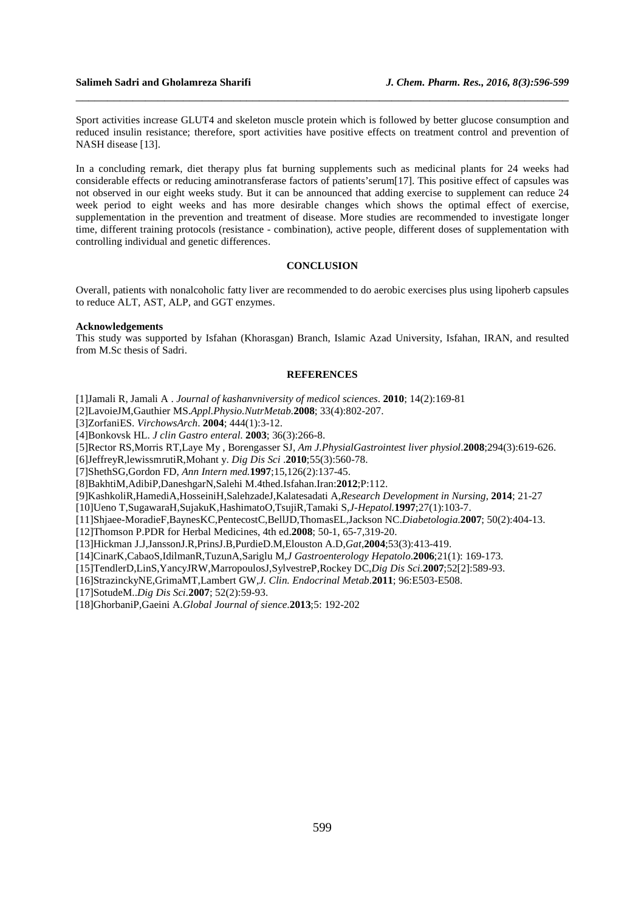Sport activities increase GLUT4 and skeleton muscle protein which is followed by better glucose consumption and reduced insulin resistance; therefore, sport activities have positive effects on treatment control and prevention of NASH disease [13].

In a concluding remark, diet therapy plus fat burning supplements such as medicinal plants for 24 weeks had considerable effects or reducing aminotransferase factors of patients'serum[17]. This positive effect of capsules was not observed in our eight weeks study. But it can be announced that adding exercise to supplement can reduce 24 week period to eight weeks and has more desirable changes which shows the optimal effect of exercise, supplementation in the prevention and treatment of disease. More studies are recommended to investigate longer time, different training protocols (resistance - combination), active people, different doses of supplementation with controlling individual and genetic differences.

## CONCLUSION

Overall, patients with nonalcoholic fatty liver are recommended to do aerobic exercises plus using lipoherb capsules to reduce ALT, AST, ALP, and GGT enzymes.

**Acknowledgements**

This study was supported by Isfahan (Khorasgan) Branch, Islamic Azad University, Isfahan, IRAN, and resulted from M.Sc thesis of Sadri.

## REFERENCES

[1]Jamali R, Jamali A . *Journal of kashanvniversity of medicol sciences*. **2010**; 14(2):169-81

[2]LavoieJM,Gauthier MS.*Appl.Physio.NutrMetab*.**2008**; 33(4):802-207.

[3]ZorfaniES. *VirchowsArch*. **2004**; 444(1):3-12.

[4]Bonkovsk HL. *J clin Gastro enteral.* **2003**; 36(3):266-8.

[5]Rector RS,Morris RT,Laye My , Borengasser SJ, *Am J.PhysialGastrointest liver physiol*.**2008**;294(3):619-626.

[6]JeffreyR,lewissmrutiR,Mohant y. *Dig Dis Sci* .**2010**;55(3):560-78.

[7]ShethSG,Gordon FD, *Ann Intern med.***1997**;15,126(2):137-45.

[8]BakhtiM,AdibiP,DaneshgarN,Salehi M.4thed.Isfahan.Iran:**2012**;P:112.

[9]KashkoliR,HamediA,HosseiniH,SalehzadeJ,Kalatesadati A,*Research Development in Nursing,* **2014**; 21-27

[10]Ueno T,SugawaraH,SujakuK,HashimatoO,TsujiR,Tamaki S,*J-Hepatol.***1997**;27(1):103-7.

[11]Shjaee-MoradieF,BaynesKC,PentecostC,BellJD,ThomasEL,Jackson NC.*Diabetologia.***2007**; 50(2):404-13.

[12]Thomson P.PDR for Herbal Medicines, 4th ed.**2008**; 50-1, 65-7,319-20.

[13]Hickman J.J,JanssonJ.R,PrinsJ.B,PurdieD.M,Elouston A.D,*Gat*,**2004**;53(3):413-419.

[14]CinarK,CabaoS,IdilmanR,TuzunA,Sariglu M,*J Gastroenterology Hepatolo*.**2006**;21(1): 169-173.

[15]TendlerD,LinS,YancyJRW,MarropoulosJ,SylvestreP,Rockey DC,*Dig Dis Sci.***2007**;52[2]:589-93.

[16]StrazinckyNE,GrimaMT,Lambert GW,*J. Clin. Endocrinal Metab*.**2011**; 96:E503-E508.

[17]SotudeM..*Dig Dis Sci*.**2007**; 52(2):59-93.

[18]GhorbaniP,Gaeini A.*Global Journal of sience*.**2013**;5: 192-202